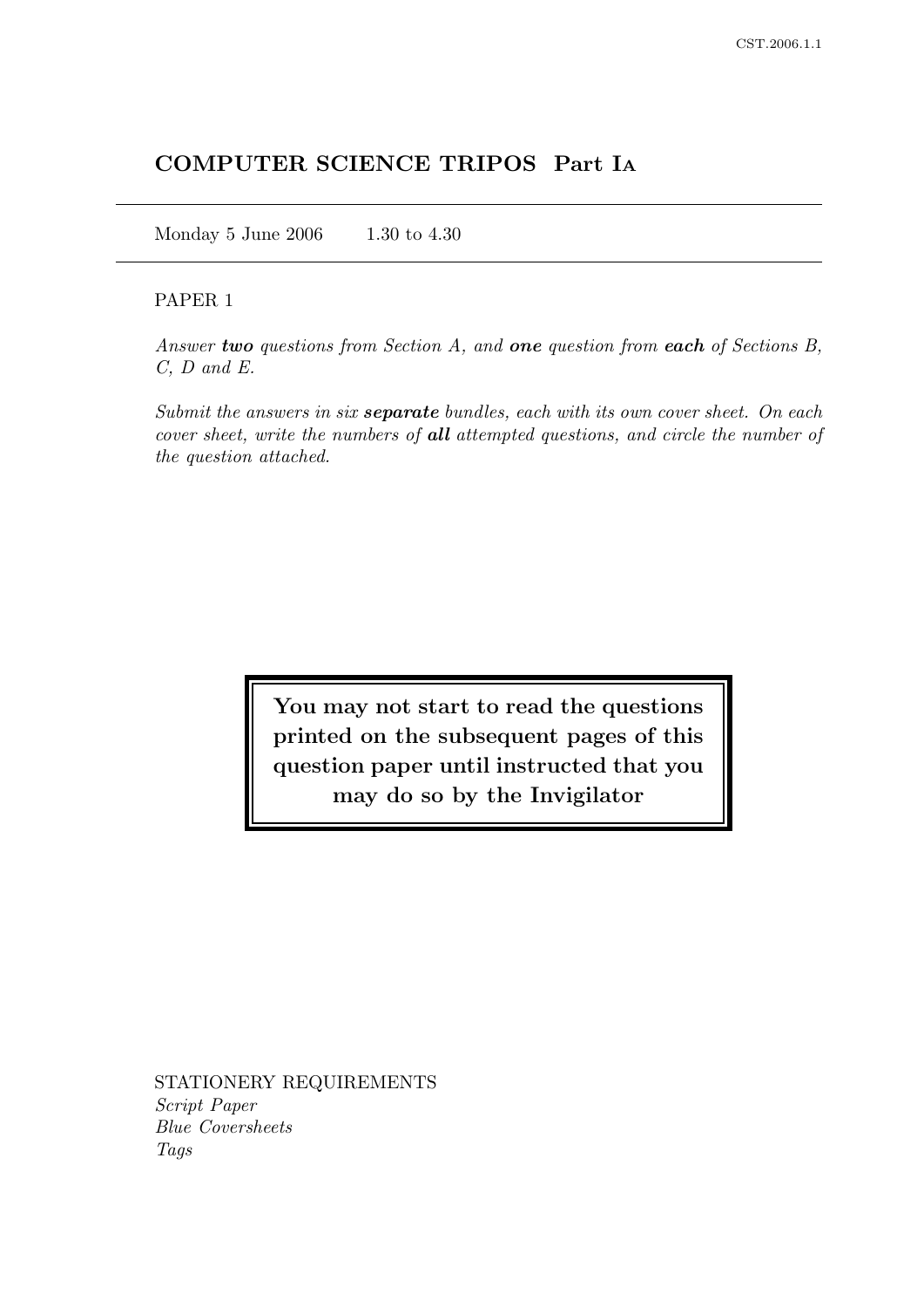# COMPUTER SCIENCE TRIPOS Part IA

Monday 5 June 2006 1.30 to 4.30

PAPER 1

*Answer **two** questions from Section A, and **one** question from **each** of Sections B, C, D and E.*

*Submit the answers in six **separate** bundles, each with its own cover sheet. On each cover sheet, write the numbers of **all** attempted questions, and circle the number of the question attached.*

**You may not start to read the questions printed on the subsequent pages of this question paper until instructed that you may do so by the Invigilator**

STATIONERY REQUIREMENTS
*Script Paper*
*Blue Coversheets*
*Tags*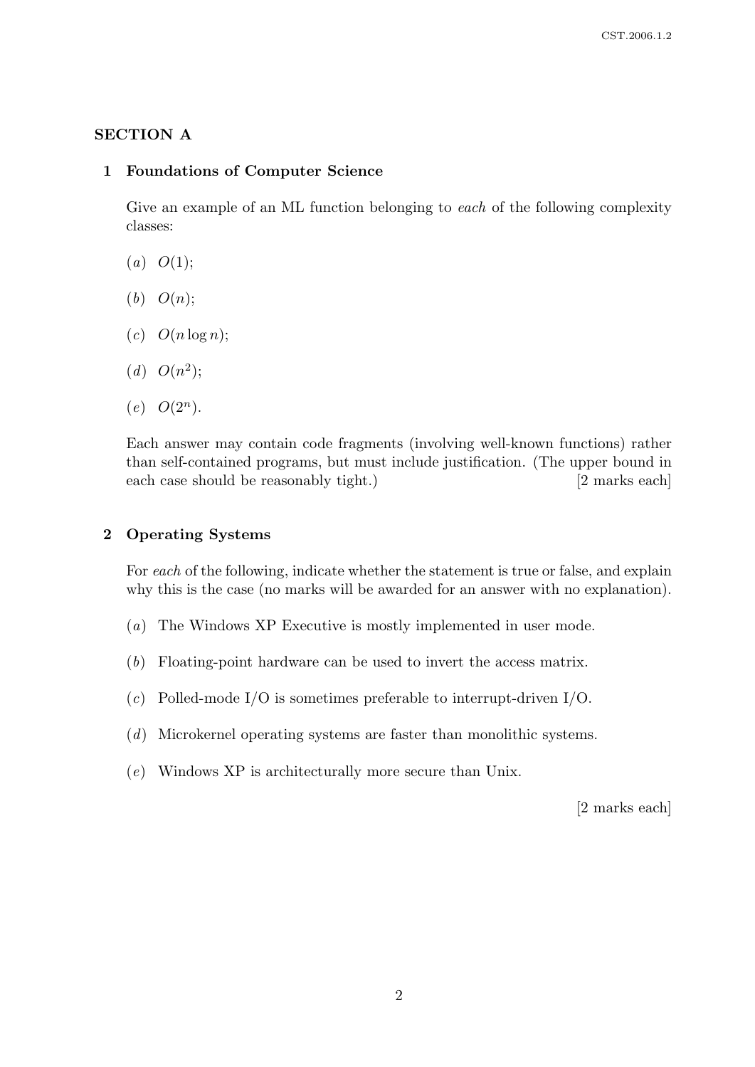## SECTION A

### 1 Foundations of Computer Science

Give an example of an ML function belonging to *each* of the following complexity classes:

(*a*) $O(1)$;

(*b*) $O(n)$;

(*c*) $O(n \log n)$;

(*d*) $O(n^2)$;

(*e*) $O(2^n)$.

Each answer may contain code fragments (involving well-known functions) rather than self-contained programs, but must include justification. (The upper bound in each case should be reasonably tight.) [2 marks each]

### 2 Operating Systems

For *each* of the following, indicate whether the statement is true or false, and explain why this is the case (no marks will be awarded for an answer with no explanation).

(*a*) The Windows XP Executive is mostly implemented in user mode.

(*b*) Floating-point hardware can be used to invert the access matrix.

(*c*) Polled-mode I/O is sometimes preferable to interrupt-driven I/O.

(*d*) Microkernel operating systems are faster than monolithic systems.

(*e*) Windows XP is architecturally more secure than Unix.

[2 marks each]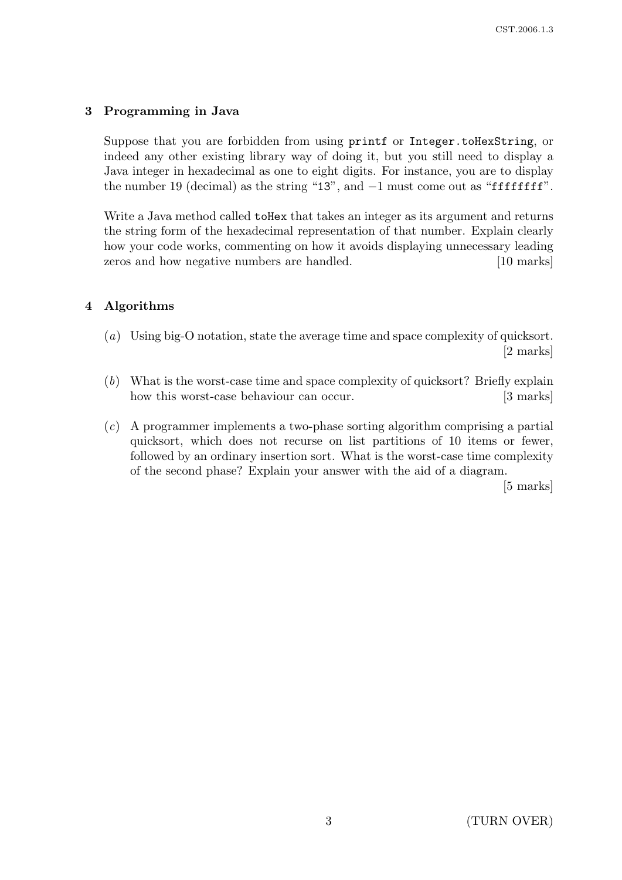## 3 Programming in Java

Suppose that you are forbidden from using `printf` or `Integer.toHexString`, or indeed any other existing library way of doing it, but you still need to display a Java integer in hexadecimal as one to eight digits. For instance, you are to display the number 19 (decimal) as the string "`13`", and $-1$ must come out as "`ffffffff`".

Write a Java method called `toHex` that takes an integer as its argument and returns the string form of the hexadecimal representation of that number. Explain clearly how your code works, commenting on how it avoids displaying unnecessary leading zeros and how negative numbers are handled. [10 marks]

## 4 Algorithms

(*a*) Using big-O notation, state the average time and space complexity of quicksort. [2 marks]

(*b*) What is the worst-case time and space complexity of quicksort? Briefly explain how this worst-case behaviour can occur. [3 marks]

(*c*) A programmer implements a two-phase sorting algorithm comprising a partial quicksort, which does not recurse on list partitions of 10 items or fewer, followed by an ordinary insertion sort. What is the worst-case time complexity of the second phase? Explain your answer with the aid of a diagram. [5 marks]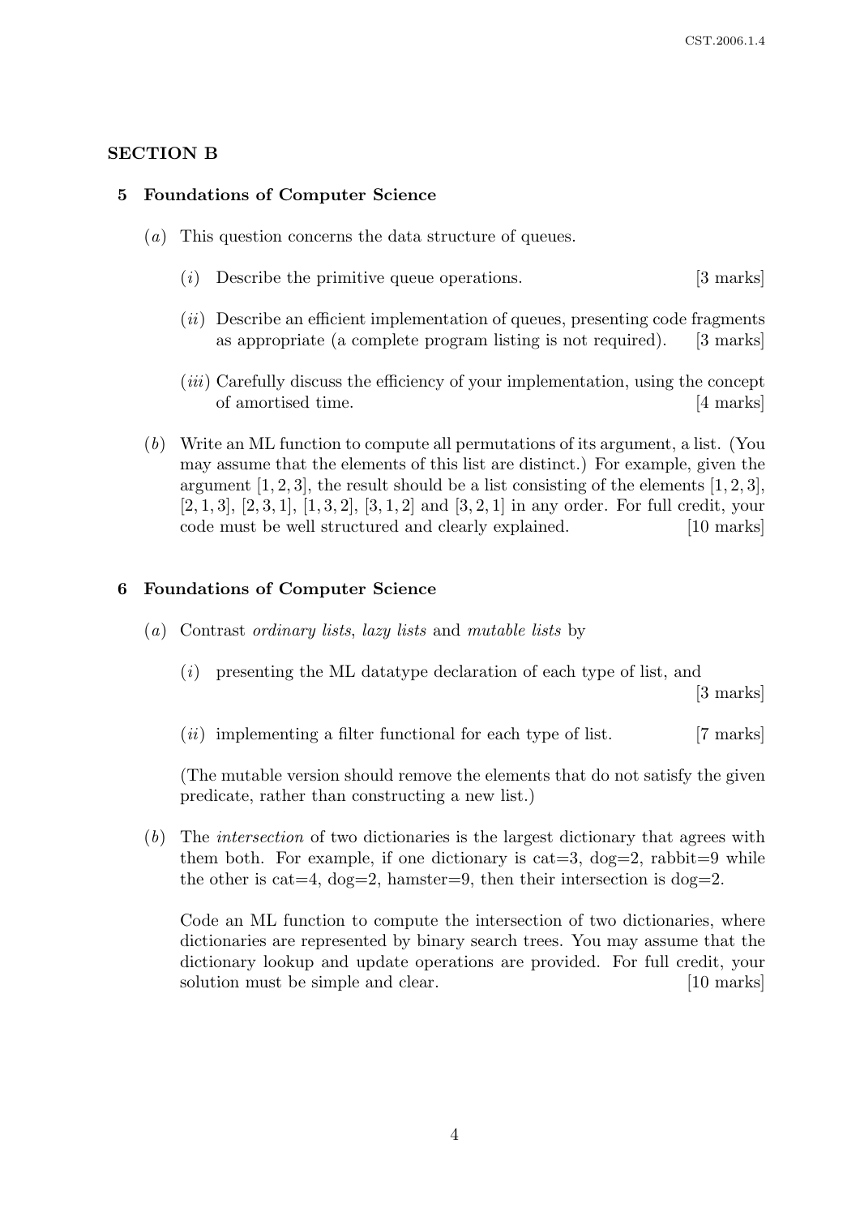## SECTION B

### 5 Foundations of Computer Science

(*a*) This question concerns the data structure of queues.

(*i*) Describe the primitive queue operations. [3 marks]

(*ii*) Describe an efficient implementation of queues, presenting code fragments as appropriate (a complete program listing is not required). [3 marks]

(*iii*) Carefully discuss the efficiency of your implementation, using the concept of amortised time. [4 marks]

(*b*) Write an ML function to compute all permutations of its argument, a list. (You may assume that the elements of this list are distinct.) For example, given the argument $[1, 2, 3]$, the result should be a list consisting of the elements $[1, 2, 3]$, $[2, 1, 3]$, $[2, 3, 1]$, $[1, 3, 2]$, $[3, 1, 2]$ and $[3, 2, 1]$ in any order. For full credit, your code must be well structured and clearly explained. [10 marks]

### 6 Foundations of Computer Science

(*a*) Contrast *ordinary lists*, *lazy lists* and *mutable lists* by

(*i*) presenting the ML datatype declaration of each type of list, and [3 marks]

(*ii*) implementing a filter functional for each type of list. [7 marks]

(The mutable version should remove the elements that do not satisfy the given predicate, rather than constructing a new list.)

(*b*) The *intersection* of two dictionaries is the largest dictionary that agrees with them both. For example, if one dictionary is cat=3, dog=2, rabbit=9 while the other is cat=4, dog=2, hamster=9, then their intersection is dog=2.

Code an ML function to compute the intersection of two dictionaries, where dictionaries are represented by binary search trees. You may assume that the dictionary lookup and update operations are provided. For full credit, your solution must be simple and clear. [10 marks]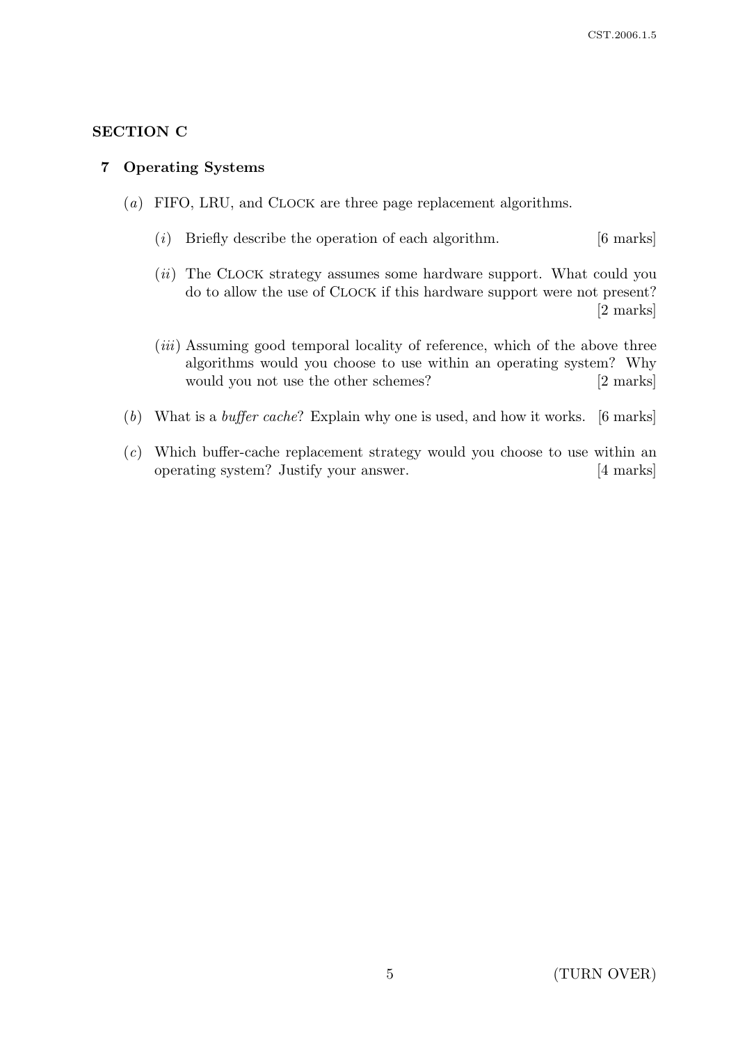## SECTION C

### 7 Operating Systems

(*a*) FIFO, LRU, and CLOCK are three page replacement algorithms.

(*i*) Briefly describe the operation of each algorithm. [6 marks]

(*ii*) The CLOCK strategy assumes some hardware support. What could you do to allow the use of CLOCK if this hardware support were not present? [2 marks]

(*iii*) Assuming good temporal locality of reference, which of the above three algorithms would you choose to use within an operating system? Why would you not use the other schemes? [2 marks]

(*b*) What is a *buffer cache*? Explain why one is used, and how it works. [6 marks]

(*c*) Which buffer-cache replacement strategy would you choose to use within an operating system? Justify your answer. [4 marks]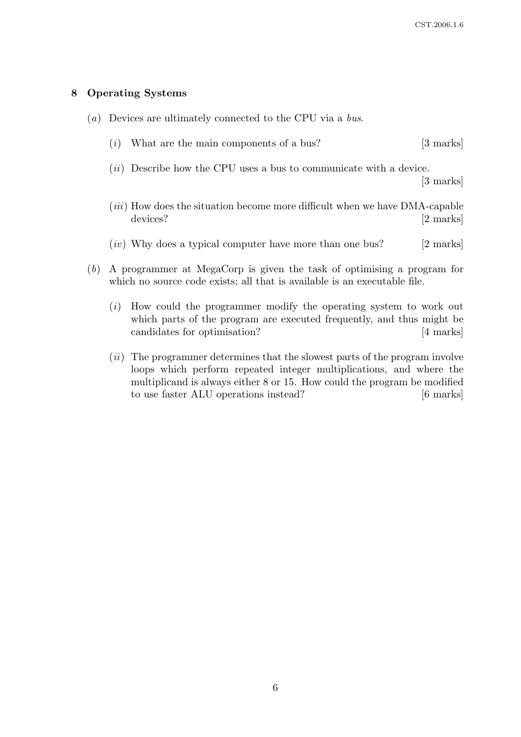## 8 Operating Systems

(*a*) Devices are ultimately connected to the CPU via a *bus*.

(*i*) What are the main components of a bus? [3 marks]

(*ii*) Describe how the CPU uses a bus to communicate with a device. [3 marks]

(*iii*) How does the situation become more difficult when we have DMA-capable devices? [2 marks]

(*iv*) Why does a typical computer have more than one bus? [2 marks]

(*b*) A programmer at MegaCorp is given the task of optimising a program for which no source code exists; all that is available is an executable file.

(*i*) How could the programmer modify the operating system to work out which parts of the program are executed frequently, and thus might be candidates for optimisation? [4 marks]

(*ii*) The programmer determines that the slowest parts of the program involve loops which perform repeated integer multiplications, and where the multiplicand is always either 8 or 15. How could the program be modified to use faster ALU operations instead? [6 marks]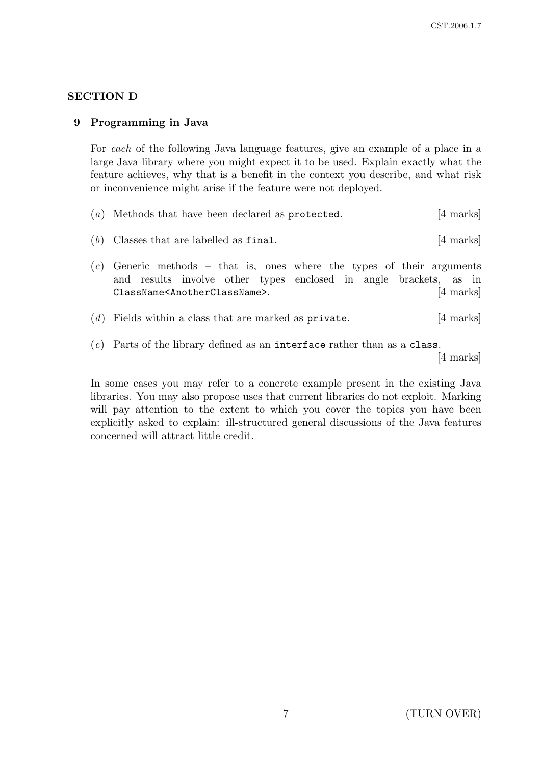## SECTION D

### 9 Programming in Java

For *each* of the following Java language features, give an example of a place in a large Java library where you might expect it to be used. Explain exactly what the feature achieves, why that is a benefit in the context you describe, and what risk or inconvenience might arise if the feature were not deployed.

(*a*) Methods that have been declared as `protected`. [4 marks]

(*b*) Classes that are labelled as `final`. [4 marks]

(*c*) Generic methods – that is, ones where the types of their arguments and results involve other types enclosed in angle brackets, as in `ClassName<AnotherClassName>`. [4 marks]

(*d*) Fields within a class that are marked as `private`. [4 marks]

(*e*) Parts of the library defined as an `interface` rather than as a `class`. [4 marks]

In some cases you may refer to a concrete example present in the existing Java libraries. You may also propose uses that current libraries do not exploit. Marking will pay attention to the extent to which you cover the topics you have been explicitly asked to explain: ill-structured general discussions of the Java features concerned will attract little credit.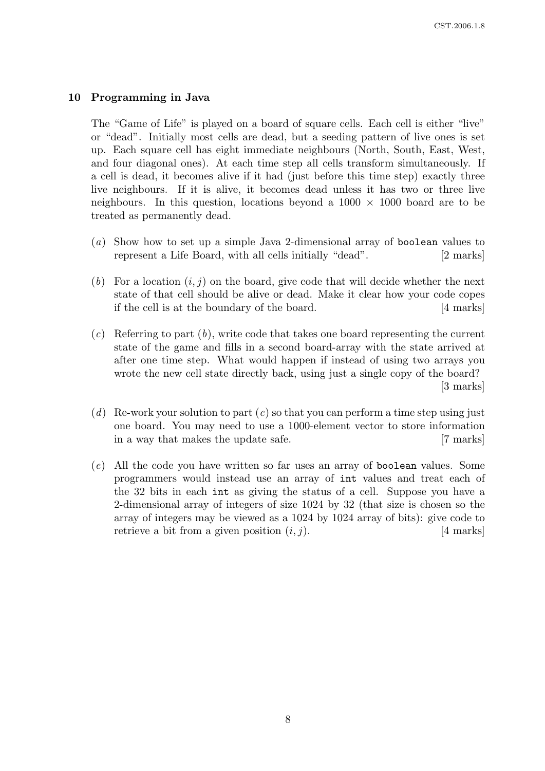## 10 Programming in Java

The "Game of Life" is played on a board of square cells. Each cell is either "live" or "dead". Initially most cells are dead, but a seeding pattern of live ones is set up. Each square cell has eight immediate neighbours (North, South, East, West, and four diagonal ones). At each time step all cells transform simultaneously. If a cell is dead, it becomes alive if it had (just before this time step) exactly three live neighbours. If it is alive, it becomes dead unless it has two or three live neighbours. In this question, locations beyond a $1000 \times 1000$ board are to be treated as permanently dead.

(*a*) Show how to set up a simple Java 2-dimensional array of `boolean` values to represent a Life Board, with all cells initially "dead". [2 marks]

(*b*) For a location $(i, j)$ on the board, give code that will decide whether the next state of that cell should be alive or dead. Make it clear how your code copes if the cell is at the boundary of the board. [4 marks]

(*c*) Referring to part (*b*), write code that takes one board representing the current state of the game and fills in a second board-array with the state arrived at after one time step. What would happen if instead of using two arrays you wrote the new cell state directly back, using just a single copy of the board? [3 marks]

(*d*) Re-work your solution to part (*c*) so that you can perform a time step using just one board. You may need to use a 1000-element vector to store information in a way that makes the update safe. [7 marks]

(*e*) All the code you have written so far uses an array of `boolean` values. Some programmers would instead use an array of `int` values and treat each of the 32 bits in each `int` as giving the status of a cell. Suppose you have a 2-dimensional array of integers of size 1024 by 32 (that size is chosen so the array of integers may be viewed as a 1024 by 1024 array of bits): give code to retrieve a bit from a given position $(i, j)$. [4 marks]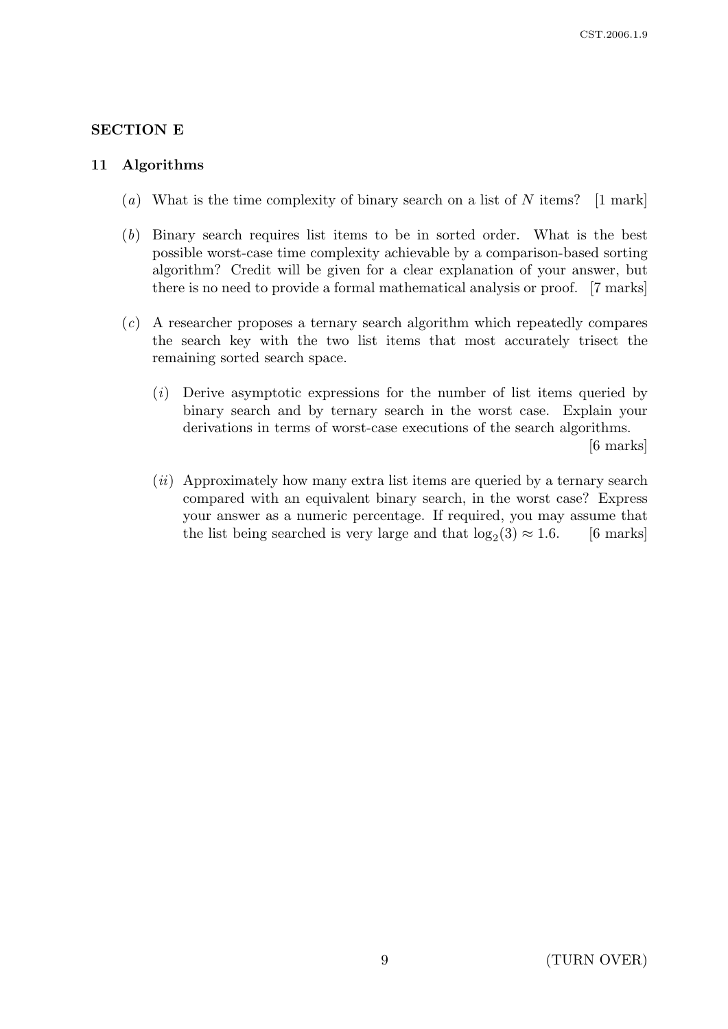## SECTION E

### 11 Algorithms

(*a*) What is the time complexity of binary search on a list of $N$ items? [1 mark]

(*b*) Binary search requires list items to be in sorted order. What is the best possible worst-case time complexity achievable by a comparison-based sorting algorithm? Credit will be given for a clear explanation of your answer, but there is no need to provide a formal mathematical analysis or proof. [7 marks]

(*c*) A researcher proposes a ternary search algorithm which repeatedly compares the search key with the two list items that most accurately trisect the remaining sorted search space.

(*i*) Derive asymptotic expressions for the number of list items queried by binary search and by ternary search in the worst case. Explain your derivations in terms of worst-case executions of the search algorithms. [6 marks]

(*ii*) Approximately how many extra list items are queried by a ternary search compared with an equivalent binary search, in the worst case? Express your answer as a numeric percentage. If required, you may assume that the list being searched is very large and that $\log_2(3) \approx 1.6$. [6 marks]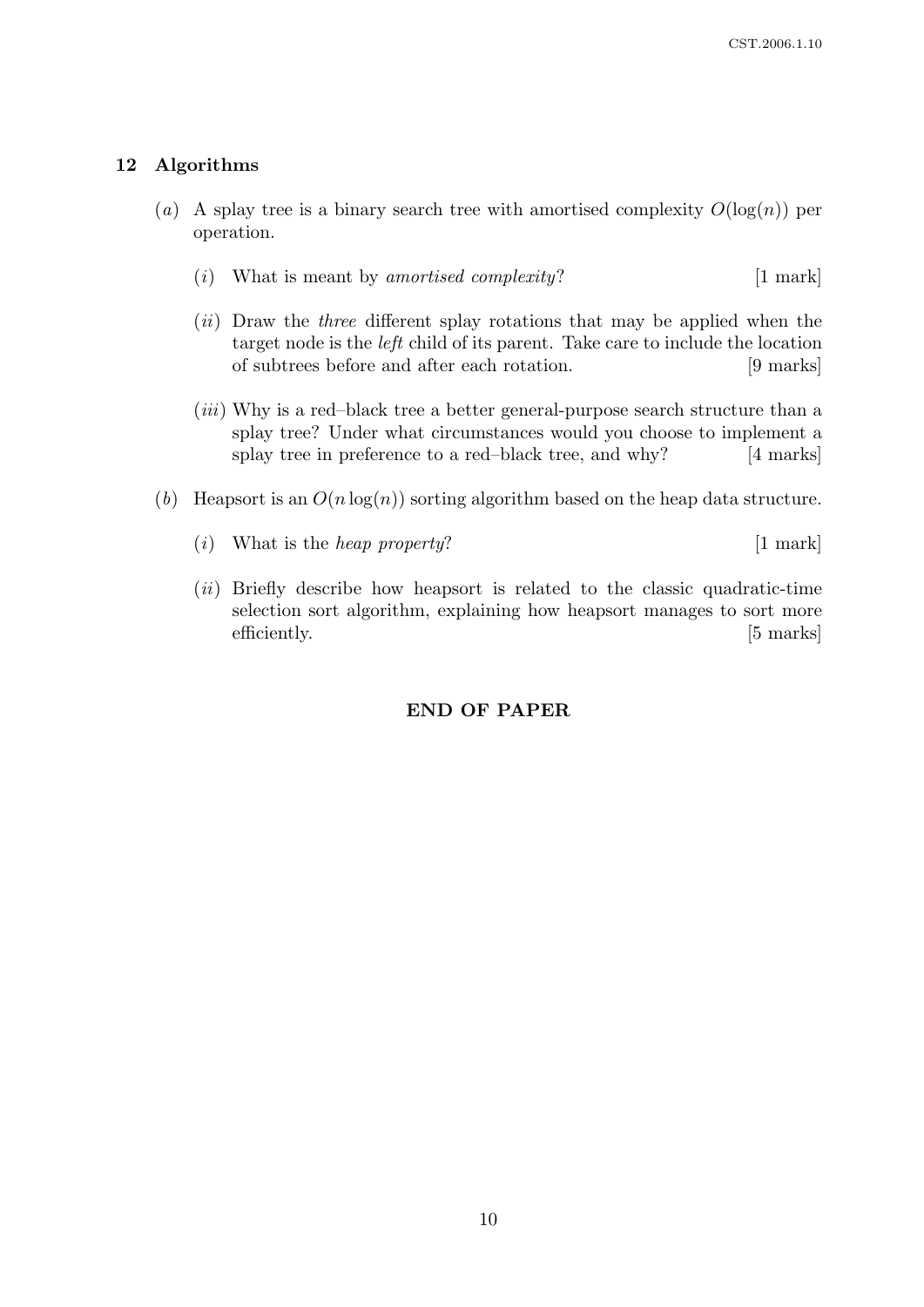## 12 Algorithms

(*a*) A splay tree is a binary search tree with amortised complexity $O(\log(n))$ per operation.

(*i*) What is meant by *amortised complexity*? [1 mark]

(*ii*) Draw the *three* different splay rotations that may be applied when the target node is the *left* child of its parent. Take care to include the location of subtrees before and after each rotation. [9 marks]

(*iii*) Why is a red–black tree a better general-purpose search structure than a splay tree? Under what circumstances would you choose to implement a splay tree in preference to a red–black tree, and why? [4 marks]

(*b*) Heapsort is an $O(n \log(n))$ sorting algorithm based on the heap data structure.

(*i*) What is the *heap property*? [1 mark]

(*ii*) Briefly describe how heapsort is related to the classic quadratic-time selection sort algorithm, explaining how heapsort manages to sort more efficiently. [5 marks]

**END OF PAPER**